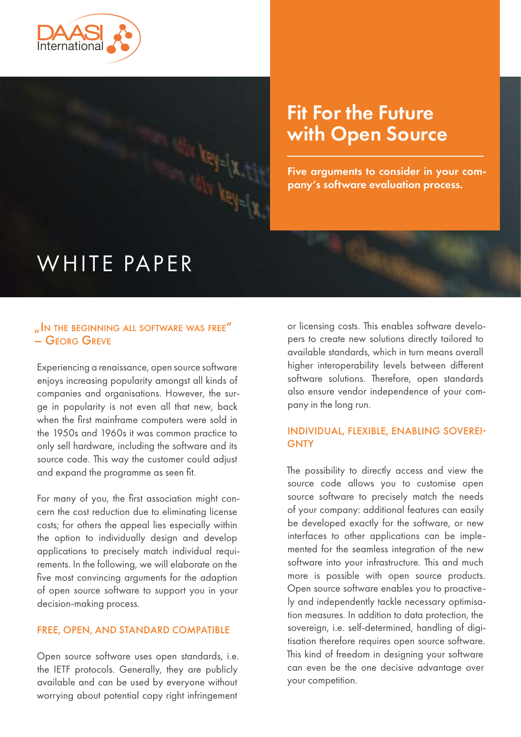DAASI International

# Fit For the Future with Open Source

**Five arguments to consider in your company's software evaluation process.**

WHITE PAPER

## „In the beginning all software was free" – Georg Greve

Experiencing a renaissance, open source software enjoys increasing popularity amongst all kinds of companies and organisations. However, the surge in popularity is not even all that new, back when the first mainframe computers were sold in the 1950s and 1960s it was common practice to only sell hardware, including the software and its source code. This way the customer could adjust and expand the programme as seen fit.

For many of you, the first association might concern the cost reduction due to eliminating license costs; for others the appeal lies especially within the option to individually design and develop applications to precisely match individual requirements. In the following, we will elaborate on the five most convincing arguments for the adaption of open source software to support you in your decision-making process.

## FREE, OPEN, AND STANDARD COMPATIBLE

Open source software uses open standards, i.e. the IETF protocols. Generally, they are publicly available and can be used by everyone without worrying about potential copy right infringement or licensing costs. This enables software developers to create new solutions directly tailored to available standards, which in turn means overall higher interoperability levels between different software solutions. Therefore, open standards also ensure vendor independence of your company in the long run.

## INDIVIDUAL, FLEXIBLE, ENABLING SOVEREIGNTY

The possibility to directly access and view the source code allows you to customise open source software to precisely match the needs of your company: additional features can easily be developed exactly for the software, or new interfaces to other applications can be implemented for the seamless integration of the new software into your infrastructure. This and much more is possible with open source products. Open source software enables you to proactively and independently tackle necessary optimisation measures. In addition to data protection, the sovereign, i.e. self-determined, handling of digitisation therefore requires open source software. This kind of freedom in designing your software can even be the one decisive advantage over your competition.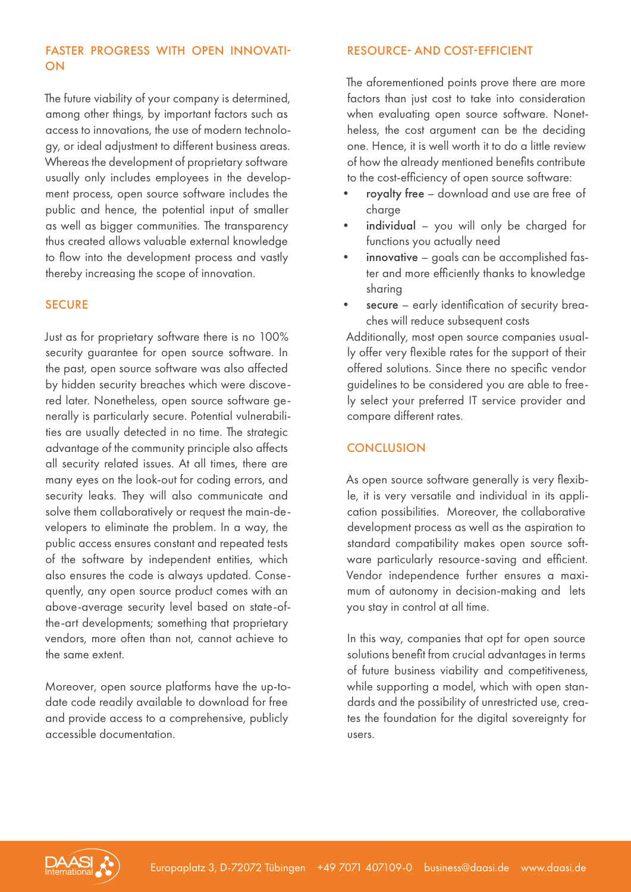## FASTER PROGRESS WITH OPEN INNOVATION

The future viability of your company is determined, among other things, by important factors such as access to innovations, the use of modern technology, or ideal adjustment to different business areas. Whereas the development of proprietary software usually only includes employees in the development process, open source software includes the public and hence, the potential input of smaller as well as bigger communities. The transparency thus created allows valuable external knowledge to flow into the development process and vastly thereby increasing the scope of innovation.

## SECURE

Just as for proprietary software there is no 100% security guarantee for open source software. In the past, open source software was also affected by hidden security breaches which were discovered later. Nonetheless, open source software generally is particularly secure. Potential vulnerabilities are usually detected in no time. The strategic advantage of the community principle also affects all security related issues. At all times, there are many eyes on the look-out for coding errors, and security leaks. They will also communicate and solve them collaboratively or request the main-developers to eliminate the problem. In a way, the public access ensures constant and repeated tests of the software by independent entities, which also ensures the code is always updated. Consequently, any open source product comes with an above-average security level based on state-of-the-art developments; something that proprietary vendors, more often than not, cannot achieve to the same extent.

Moreover, open source platforms have the up-to-date code readily available to download for free and provide access to a comprehensive, publicly accessible documentation.

## RESOURCE- AND COST-EFFICIENT

The aforementioned points prove there are more factors than just cost to take into consideration when evaluating open source software. Nonetheless, the cost argument can be the deciding one. Hence, it is well worth it to do a little review of how the already mentioned benefits contribute to the cost-efficiency of open source software:

- **royalty free** – download and use are free of charge
- **individual** – you will only be charged for functions you actually need
- **innovative** – goals can be accomplished faster and more efficiently thanks to knowledge sharing
- **secure** – early identification of security breaches will reduce subsequent costs

Additionally, most open source companies usually offer very flexible rates for the support of their offered solutions. Since there no specific vendor guidelines to be considered you are able to freely select your preferred IT service provider and compare different rates.

## CONCLUSION

As open source software generally is very flexible, it is very versatile and individual in its application possibilities. Moreover, the collaborative development process as well as the aspiration to standard compatibility makes open source software particularly resource-saving and efficient. Vendor independence further ensures a maximum of autonomy in decision-making and lets you stay in control at all time.

In this way, companies that opt for open source solutions benefit from crucial advantages in terms of future business viability and competitiveness, while supporting a model, which with open standards and the possibility of unrestricted use, creates the foundation for the digital sovereignty for users.

DAASI International Europaplatz 3, D-72072 Tübingen +49 7071 407109-0 business@daasi.de www.daasi.de